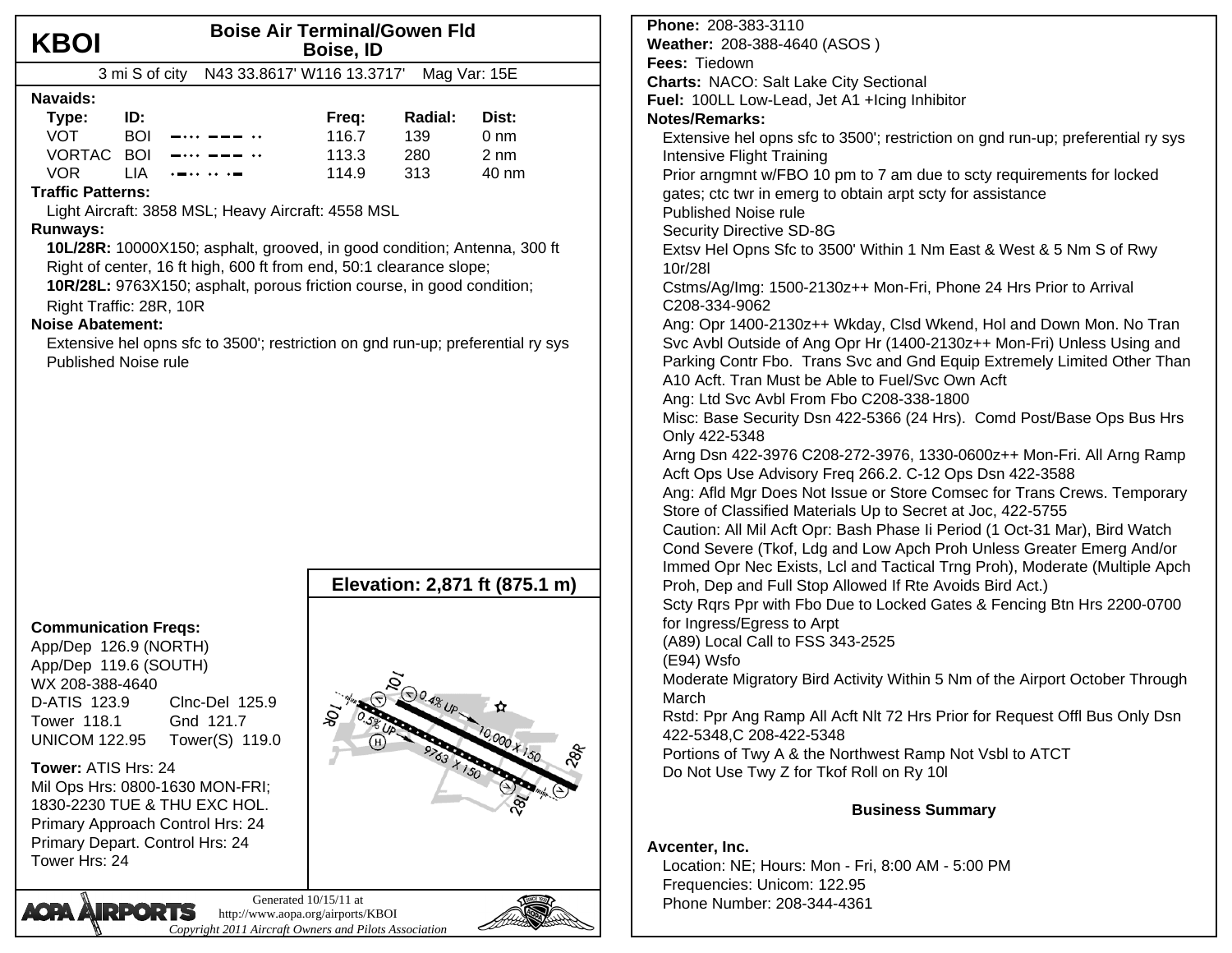# KBOI

## Boise Air Terminal/Gowen Fld
## Boise, ID

3 mi S of city   N43 33.8617' W116 13.3717'   Mag Var: 15E

**Navaids:**

| Type: | ID: | Freq: | Radial: | Dist: |
|---|---|---|---|---|
| VOT | BOI | 116.7 | 139 | 0 nm |
| VORTAC | BOI | 113.3 | 280 | 2 nm |
| VOR | LIA | 114.9 | 313 | 40 nm |

**Traffic Patterns:**

Light Aircraft: 3858 MSL; Heavy Aircraft: 4558 MSL

**Runways:**

**10L/28R:** 10000X150; asphalt, grooved, in good condition; Antenna, 300 ft Right of center, 16 ft high, 600 ft from end, 50:1 clearance slope;

**10R/28L:** 9763X150; asphalt, porous friction course, in good condition;

Right Traffic: 28R, 10R

**Noise Abatement:**

Extensive hel opns sfc to 3500'; restriction on gnd run-up; preferential ry sys

Published Noise rule

**Elevation: 2,871 ft (875.1 m)**

**Communication Freqs:**

App/Dep 126.9 (NORTH)
App/Dep 119.6 (SOUTH)
WX 208-388-4640
D-ATIS 123.9   Clnc-Del 125.9
Tower 118.1   Gnd 121.7
UNICOM 122.95   Tower(S) 119.0

**Tower:** ATIS Hrs: 24
Mil Ops Hrs: 0800-1630 MON-FRI; 1830-2230 TUE & THU EXC HOL.
Primary Approach Control Hrs: 24
Primary Depart. Control Hrs: 24
Tower Hrs: 24

**Phone:** 208-383-3110
**Weather:** 208-388-4640 (ASOS )
**Fees:** Tiedown
**Charts:** NACO: Salt Lake City Sectional
**Fuel:** 100LL Low-Lead, Jet A1 +Icing Inhibitor
**Notes/Remarks:**

Extensive hel opns sfc to 3500'; restriction on gnd run-up; preferential ry sys Intensive Flight Training
Prior arngmnt w/FBO 10 pm to 7 am due to scty requirements for locked gates; ctc twr in emerg to obtain arpt scty for assistance
Published Noise rule
Security Directive SD-8G
Extsv Hel Opns Sfc to 3500' Within 1 Nm East & West & 5 Nm S of Rwy 10r/28l
Cstms/Ag/Img: 1500-2130z++ Mon-Fri, Phone 24 Hrs Prior to Arrival C208-334-9062
Ang: Opr 1400-2130z++ Wkday, Clsd Wkend, Hol and Down Mon. No Tran Svc Avbl Outside of Ang Opr Hr (1400-2130z++ Mon-Fri) Unless Using and Parking Contr Fbo. Trans Svc and Gnd Equip Extremely Limited Other Than A10 Acft. Tran Must be Able to Fuel/Svc Own Acft
Ang: Ltd Svc Avbl From Fbo C208-338-1800
Misc: Base Security Dsn 422-5366 (24 Hrs). Comd Post/Base Ops Bus Hrs Only 422-5348
Arng Dsn 422-3976 C208-272-3976, 1330-0600z++ Mon-Fri. All Arng Ramp Acft Ops Use Advisory Freq 266.2. C-12 Ops Dsn 422-3588
Ang: Afld Mgr Does Not Issue or Store Comsec for Trans Crews. Temporary Store of Classified Materials Up to Secret at Joc, 422-5755
Caution: All Mil Acft Opr: Bash Phase Ii Period (1 Oct-31 Mar), Bird Watch Cond Severe (Tkof, Ldg and Low Apch Proh Unless Greater Emerg And/or Immed Opr Nec Exists, Lcl and Tactical Trng Proh), Moderate (Multiple Apch Proh, Dep and Full Stop Allowed If Rte Avoids Bird Act.)
Scty Rqrs Ppr with Fbo Due to Locked Gates & Fencing Btn Hrs 2200-0700 for Ingress/Egress to Arpt
(A89) Local Call to FSS 343-2525
(E94) Wsfo
Moderate Migratory Bird Activity Within 5 Nm of the Airport October Through March
Rstd: Ppr Ang Ramp All Acft Nlt 72 Hrs Prior for Request Offl Bus Only Dsn 422-5348,C 208-422-5348
Portions of Twy A & the Northwest Ramp Not Vsbl to ATCT
Do Not Use Twy Z for Tkof Roll on Ry 10l

### Business Summary

**Avcenter, Inc.**

Location: NE; Hours: Mon - Fri, 8:00 AM - 5:00 PM
Frequencies: Unicom: 122.95
Phone Number: 208-344-4361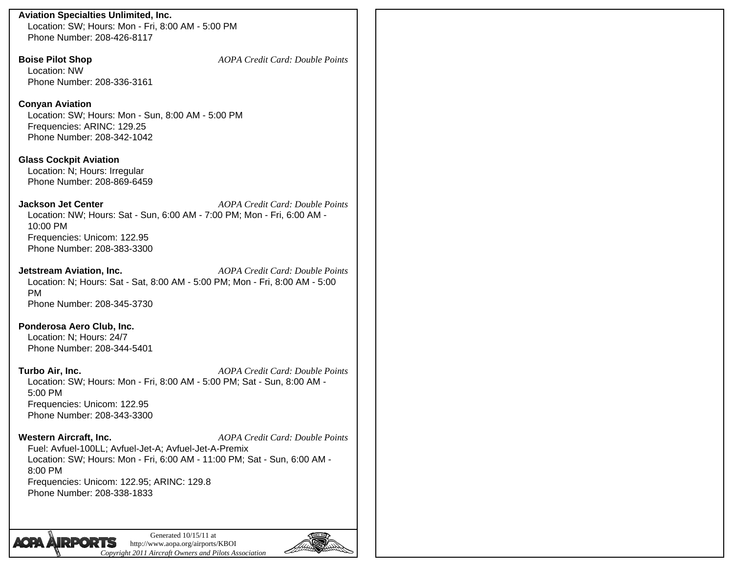**Aviation Specialties Unlimited, Inc.**
Location: SW; Hours: Mon - Fri, 8:00 AM - 5:00 PM
Phone Number: 208-426-8117

**Boise Pilot Shop** *AOPA Credit Card: Double Points*
Location: NW
Phone Number: 208-336-3161

**Conyan Aviation**
Location: SW; Hours: Mon - Sun, 8:00 AM - 5:00 PM
Frequencies: ARINC: 129.25
Phone Number: 208-342-1042

**Glass Cockpit Aviation**
Location: N; Hours: Irregular
Phone Number: 208-869-6459

**Jackson Jet Center** *AOPA Credit Card: Double Points*
Location: NW; Hours: Sat - Sun, 6:00 AM - 7:00 PM; Mon - Fri, 6:00 AM - 10:00 PM
Frequencies: Unicom: 122.95
Phone Number: 208-383-3300

**Jetstream Aviation, Inc.** *AOPA Credit Card: Double Points*
Location: N; Hours: Sat - Sat, 8:00 AM - 5:00 PM; Mon - Fri, 8:00 AM - 5:00 PM
Phone Number: 208-345-3730

**Ponderosa Aero Club, Inc.**
Location: N; Hours: 24/7
Phone Number: 208-344-5401

**Turbo Air, Inc.** *AOPA Credit Card: Double Points*
Location: SW; Hours: Mon - Fri, 8:00 AM - 5:00 PM; Sat - Sun, 8:00 AM - 5:00 PM
Frequencies: Unicom: 122.95
Phone Number: 208-343-3300

**Western Aircraft, Inc.** *AOPA Credit Card: Double Points*
Fuel: Avfuel-100LL; Avfuel-Jet-A; Avfuel-Jet-A-Premix
Location: SW; Hours: Mon - Fri, 6:00 AM - 11:00 PM; Sat - Sun, 6:00 AM - 8:00 PM
Frequencies: Unicom: 122.95; ARINC: 129.8
Phone Number: 208-338-1833

AOPA AIRPORTS

Generated 10/15/11 at http://www.aopa.org/airports/KBOI
*Copyright 2011 Aircraft Owners and Pilots Association*